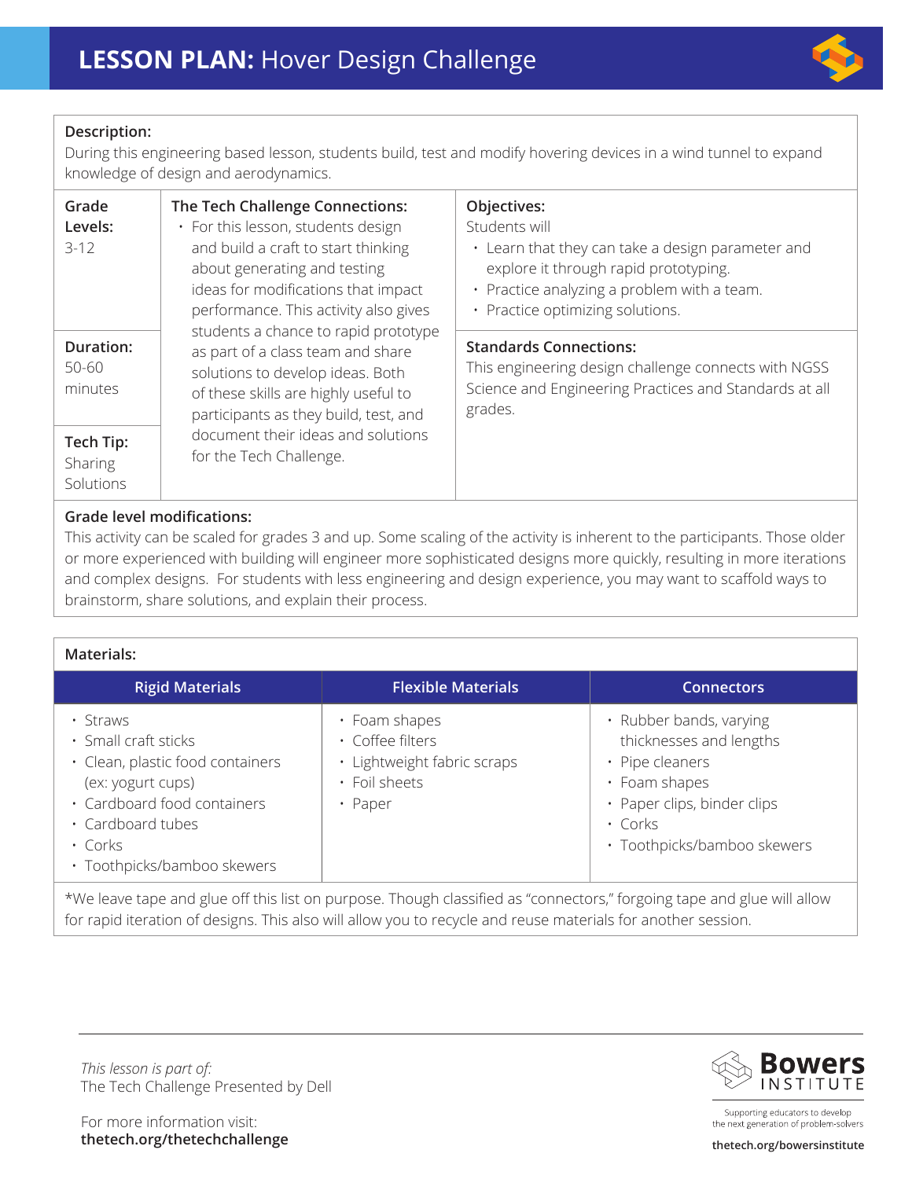# LESSON PLAN: Hover Design Challenge

**Description:**
During this engineering based lesson, students build, test and modify hovering devices in a wind tunnel to expand knowledge of design and aerodynamics.

**Grade Levels:**
3-12

**Duration:**
50-60 minutes

**Tech Tip:**
Sharing Solutions

**The Tech Challenge Connections:**

- For this lesson, students design and build a craft to start thinking about generating and testing ideas for modifications that impact performance. This activity also gives students a chance to rapid prototype as part of a class team and share solutions to develop ideas. Both of these skills are highly useful to participants as they build, test, and document their ideas and solutions for the Tech Challenge.

**Objectives:**
Students will

- Learn that they can take a design parameter and explore it through rapid prototyping.
- Practice analyzing a problem with a team.
- Practice optimizing solutions.

**Standards Connections:**
This engineering design challenge connects with NGSS Science and Engineering Practices and Standards at all grades.

**Grade level modifications:**
This activity can be scaled for grades 3 and up. Some scaling of the activity is inherent to the participants. Those older or more experienced with building will engineer more sophisticated designs more quickly, resulting in more iterations and complex designs. For students with less engineering and design experience, you may want to scaffold ways to brainstorm, share solutions, and explain their process.

**Materials:**

| Rigid Materials | Flexible Materials | Connectors |
|---|---|---|
| • Straws<br>• Small craft sticks<br>• Clean, plastic food containers (ex: yogurt cups)<br>• Cardboard food containers<br>• Cardboard tubes<br>• Corks<br>• Toothpicks/bamboo skewers | • Foam shapes<br>• Coffee filters<br>• Lightweight fabric scraps<br>• Foil sheets<br>• Paper | • Rubber bands, varying thicknesses and lengths<br>• Pipe cleaners<br>• Foam shapes<br>• Paper clips, binder clips<br>• Corks<br>• Toothpicks/bamboo skewers |

*We leave tape and glue off this list on purpose. Though classified as "connectors," forgoing tape and glue will allow for rapid iteration of designs. This also will allow you to recycle and reuse materials for another session.

*This lesson is part of:*
The Tech Challenge Presented by Dell

For more information visit:
**thetech.org/thetechchallenge**

Bowers Institute
Supporting educators to develop the next generation of problem-solvers
**thetech.org/bowersinstitute**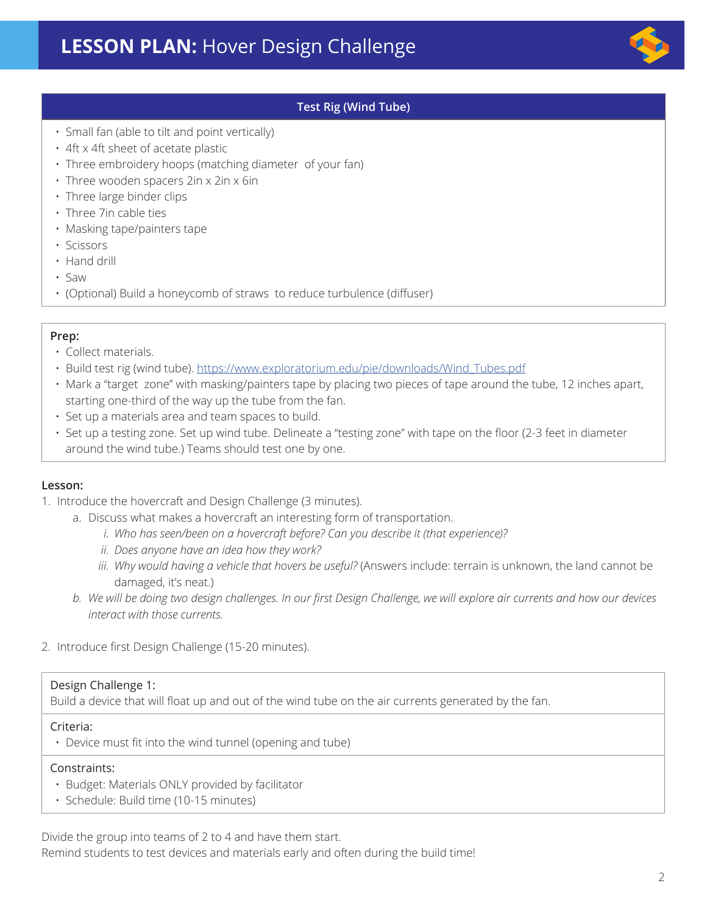# LESSON PLAN: Hover Design Challenge

| Test Rig (Wind Tube) |
|---|
| • Small fan (able to tilt and point vertically)<br>• 4ft x 4ft sheet of acetate plastic<br>• Three embroidery hoops (matching diameter of your fan)<br>• Three wooden spacers 2in x 2in x 6in<br>• Three large binder clips<br>• Three 7in cable ties<br>• Masking tape/painters tape<br>• Scissors<br>• Hand drill<br>• Saw<br>• (Optional) Build a honeycomb of straws to reduce turbulence (diffuser) |

**Prep:**

- Collect materials.
- Build test rig (wind tube). [https://www.exploratorium.edu/pie/downloads/Wind_Tubes.pdf](https://www.exploratorium.edu/pie/downloads/Wind_Tubes.pdf)
- Mark a "target zone" with masking/painters tape by placing two pieces of tape around the tube, 12 inches apart, starting one-third of the way up the tube from the fan.
- Set up a materials area and team spaces to build.
- Set up a testing zone. Set up wind tube. Delineate a "testing zone" with tape on the floor (2-3 feet in diameter around the wind tube.) Teams should test one by one.

**Lesson:**

1. Introduce the hovercraft and Design Challenge (3 minutes).
   a. Discuss what makes a hovercraft an interesting form of transportation.
      i. *Who has seen/been on a hovercraft before? Can you describe it (that experience)?*
      ii. *Does anyone have an idea how they work?*
      iii. *Why would having a vehicle that hovers be useful?* (Answers include: terrain is unknown, the land cannot be damaged, it's neat.)
   b. *We will be doing two design challenges. In our first Design Challenge, we will explore air currents and how our devices interact with those currents.*

2. Introduce first Design Challenge (15-20 minutes).

| Design Challenge 1: |
|---|
| Build a device that will float up and out of the wind tube on the air currents generated by the fan. |
| **Criteria:**<br>• Device must fit into the wind tunnel (opening and tube) |
| **Constraints:**<br>• Budget: Materials ONLY provided by facilitator<br>• Schedule: Build time (10-15 minutes) |

Divide the group into teams of 2 to 4 and have them start.
Remind students to test devices and materials early and often during the build time!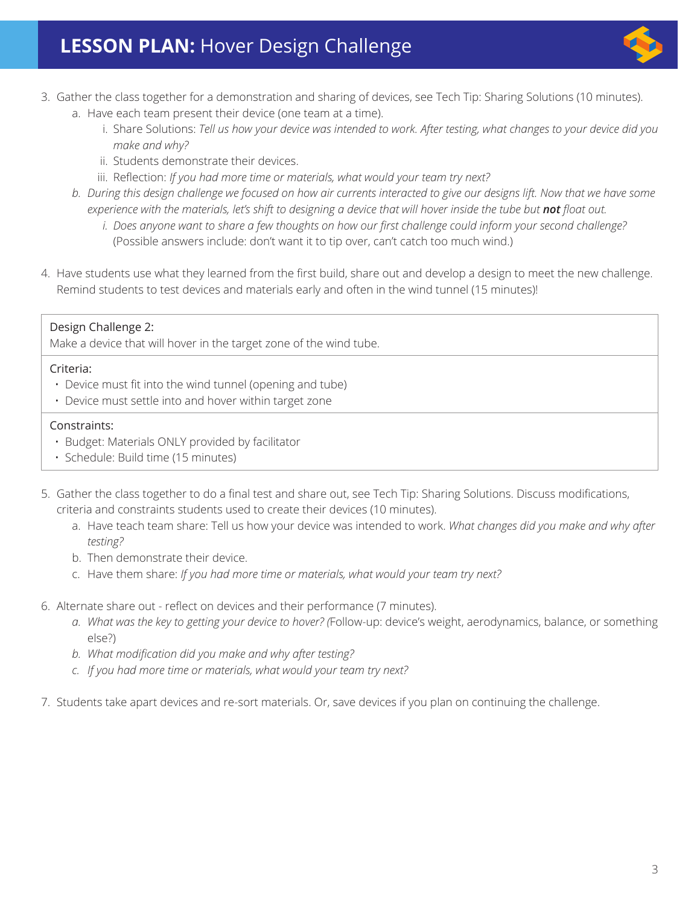3. Gather the class together for a demonstration and sharing of devices, see Tech Tip: Sharing Solutions (10 minutes).
    a. Have each team present their device (one team at a time).
        i. Share Solutions: *Tell us how your device was intended to work. After testing, what changes to your device did you make and why?*
        ii. Students demonstrate their devices.
        iii. Reflection: *If you had more time or materials, what would your team try next?*
    b. *During this design challenge we focused on how air currents interacted to give our designs lift. Now that we have some experience with the materials, let's shift to designing a device that will hover inside the tube but **not** float out.*
        i. *Does anyone want to share a few thoughts on how our first challenge could inform your second challenge?* (Possible answers include: don't want it to tip over, can't catch too much wind.)

4. Have students use what they learned from the first build, share out and develop a design to meet the new challenge. Remind students to test devices and materials early and often in the wind tunnel (15 minutes)!

| |
|---|
| Design Challenge 2:<br>Make a device that will hover in the target zone of the wind tube. |
| Criteria:<br>• Device must fit into the wind tunnel (opening and tube)<br>• Device must settle into and hover within target zone |
| Constraints:<br>• Budget: Materials ONLY provided by facilitator<br>• Schedule: Build time (15 minutes) |

5. Gather the class together to do a final test and share out, see Tech Tip: Sharing Solutions. Discuss modifications, criteria and constraints students used to create their devices (10 minutes).
    a. Have teach team share: Tell us how your device was intended to work. *What changes did you make and why after testing?*
    b. Then demonstrate their device.
    c. Have them share: *If you had more time or materials, what would your team try next?*

6. Alternate share out - reflect on devices and their performance (7 minutes).
    a. *What was the key to getting your device to hover? (*Follow-up: device's weight, aerodynamics, balance, or something else?)
    b. *What modification did you make and why after testing?*
    c. *If you had more time or materials, what would your team try next?*

7. Students take apart devices and re-sort materials. Or, save devices if you plan on continuing the challenge.